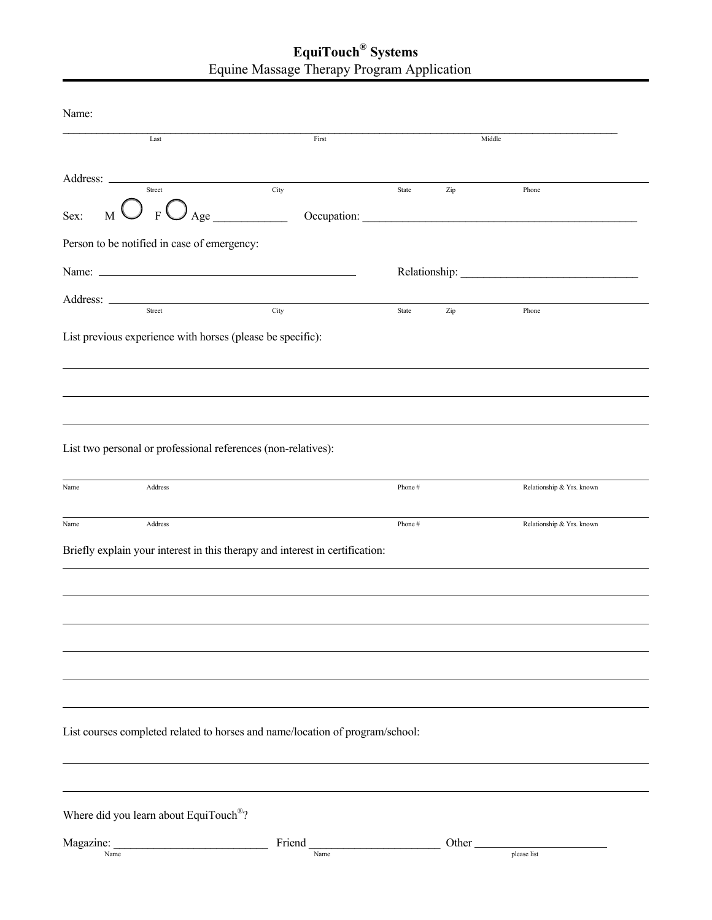# EquiTouch® Systems

## Equine Massage Therapy Program Application

Name:

______________________________________________________________________________

Last First Middle

Address: ______________________________________________________________________

Street City State Zip Phone

Sex: M ◯ F ◯ Age ____________ Occupation: ______________________________________________

Person to be notified in case of emergency:

Name: ____________________________________________ Relationship: ______________________________

Address: ______________________________________________________________________

Street City State Zip Phone

List previous experience with horses (please be specific):

______________________________________________________________________________

______________________________________________________________________________

______________________________________________________________________________

List two personal or professional references (non-relatives):

______________________________________________________________________________

Name Address Phone # Relationship & Yrs. known

______________________________________________________________________________

Name Address Phone # Relationship & Yrs. known

Briefly explain your interest in this therapy and interest in certification:

______________________________________________________________________________

______________________________________________________________________________

______________________________________________________________________________

______________________________________________________________________________

______________________________________________________________________________

______________________________________________________________________________

List courses completed related to horses and name/location of program/school:

______________________________________________________________________________

______________________________________________________________________________

Where did you learn about EquiTouch®?

Magazine: ___________________________ Friend _______________________ Other _______________________

Name Name please list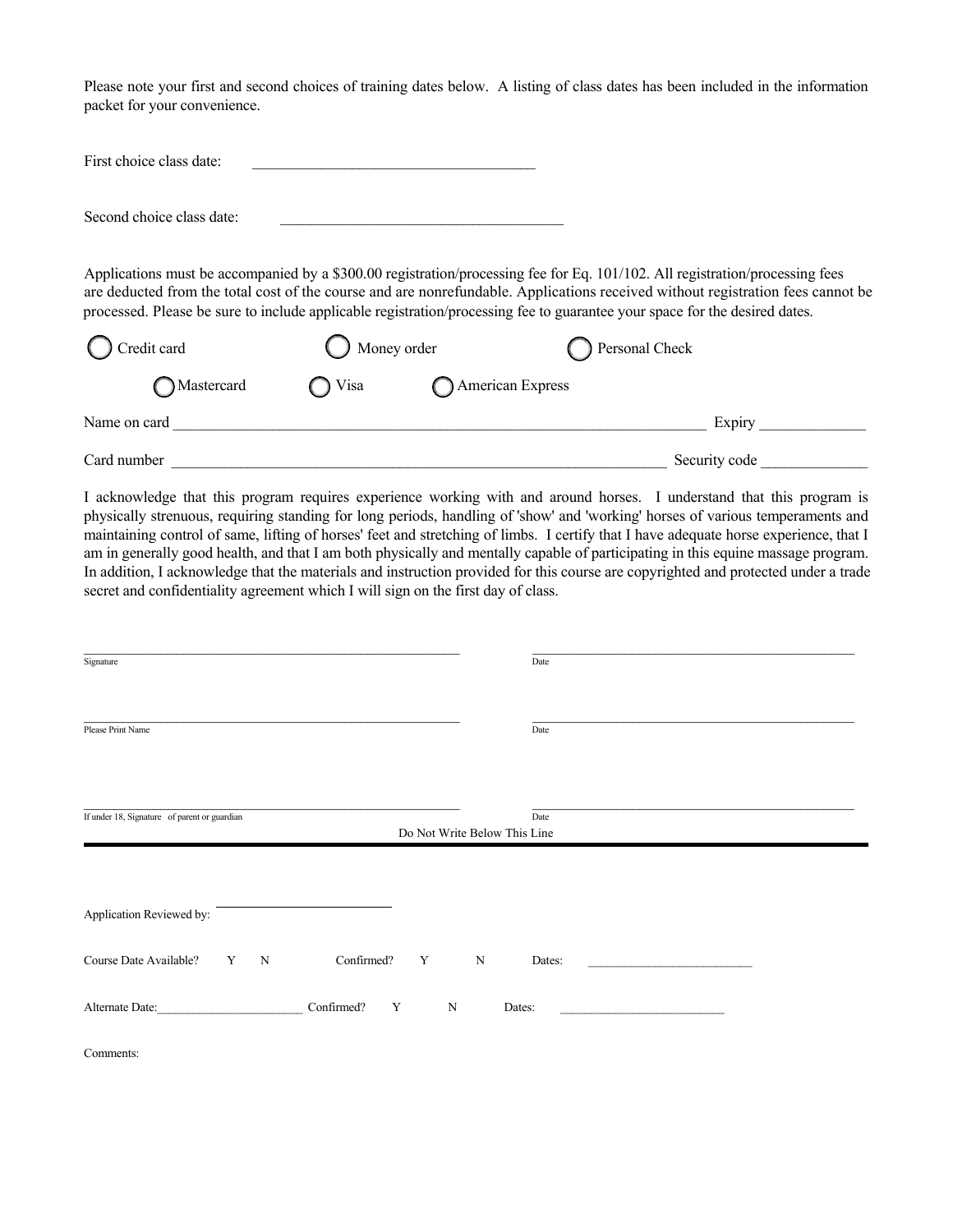Please note your first and second choices of training dates below. A listing of class dates has been included in the information packet for your convenience.

First choice class date: ____________________________________

Second choice class date: ____________________________________

Applications must be accompanied by a $300.00 registration/processing fee for Eq. 101/102. All registration/processing fees are deducted from the total cost of the course and are nonrefundable. Applications received without registration fees cannot be processed. Please be sure to include applicable registration/processing fee to guarantee your space for the desired dates.

◯ Credit card ◯ Money order ◯ Personal Check

◯ Mastercard ◯ Visa ◯ American Express

Name on card ____________________________________________________________________ Expiry _____________

Card number _________________________________________________________________ Security code _____________

I acknowledge that this program requires experience working with and around horses. I understand that this program is physically strenuous, requiring standing for long periods, handling of 'show' and 'working' horses of various temperaments and maintaining control of same, lifting of horses' feet and stretching of limbs. I certify that I have adequate horse experience, that I am in generally good health, and that I am both physically and mentally capable of participating in this equine massage program. In addition, I acknowledge that the materials and instruction provided for this course are copyrighted and protected under a trade secret and confidentiality agreement which I will sign on the first day of class.

______________________________________________________ ______________________________________________
Signature Date

______________________________________________________ ______________________________________________
Please Print Name Date

______________________________________________________ ______________________________________________
If under 18, Signature of parent or guardian Date

Do Not Write Below This Line

---

Application Reviewed by: ______________________

Course Date Available? Y N Confirmed? Y N Dates: __________________________

Alternate Date:_______________________ Confirmed? Y N Dates: __________________________

Comments: